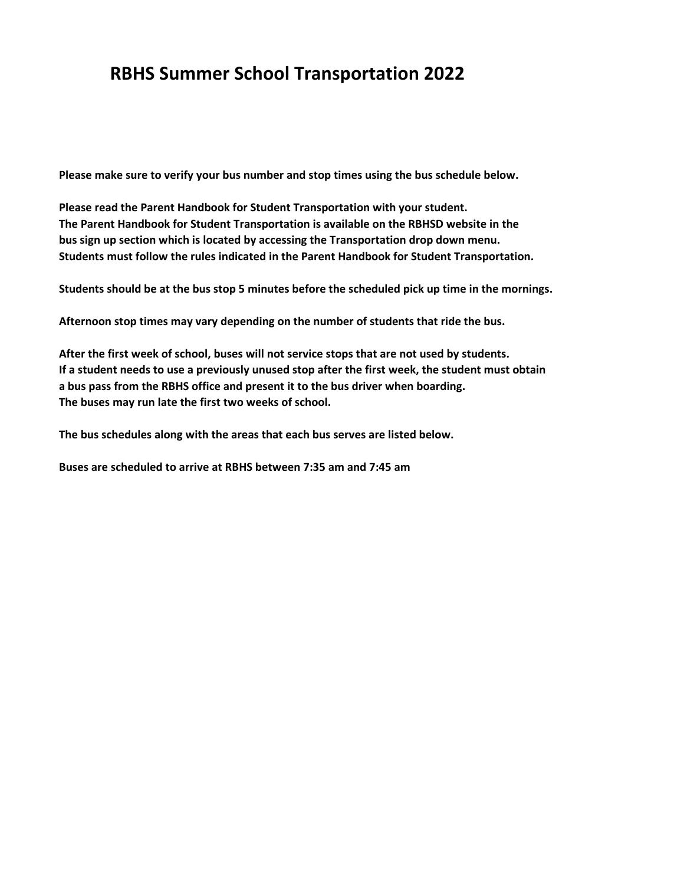# RBHS Summer School Transportation 2022

**Please make sure to verify your bus number and stop times using the bus schedule below.**

**Please read the Parent Handbook for Student Transportation with your student.**
**The Parent Handbook for Student Transportation is available on the RBHSD website in the bus sign up section which is located by accessing the Transportation drop down menu.**
**Students must follow the rules indicated in the Parent Handbook for Student Transportation.**

**Students should be at the bus stop 5 minutes before the scheduled pick up time in the mornings.**

**Afternoon stop times may vary depending on the number of students that ride the bus.**

**After the first week of school, buses will not service stops that are not used by students.**
**If a student needs to use a previously unused stop after the first week, the student must obtain a bus pass from the RBHS office and present it to the bus driver when boarding.**
**The buses may run late the first two weeks of school.**

**The bus schedules along with the areas that each bus serves are listed below.**

**Buses are scheduled to arrive at RBHS between 7:35 am and 7:45 am**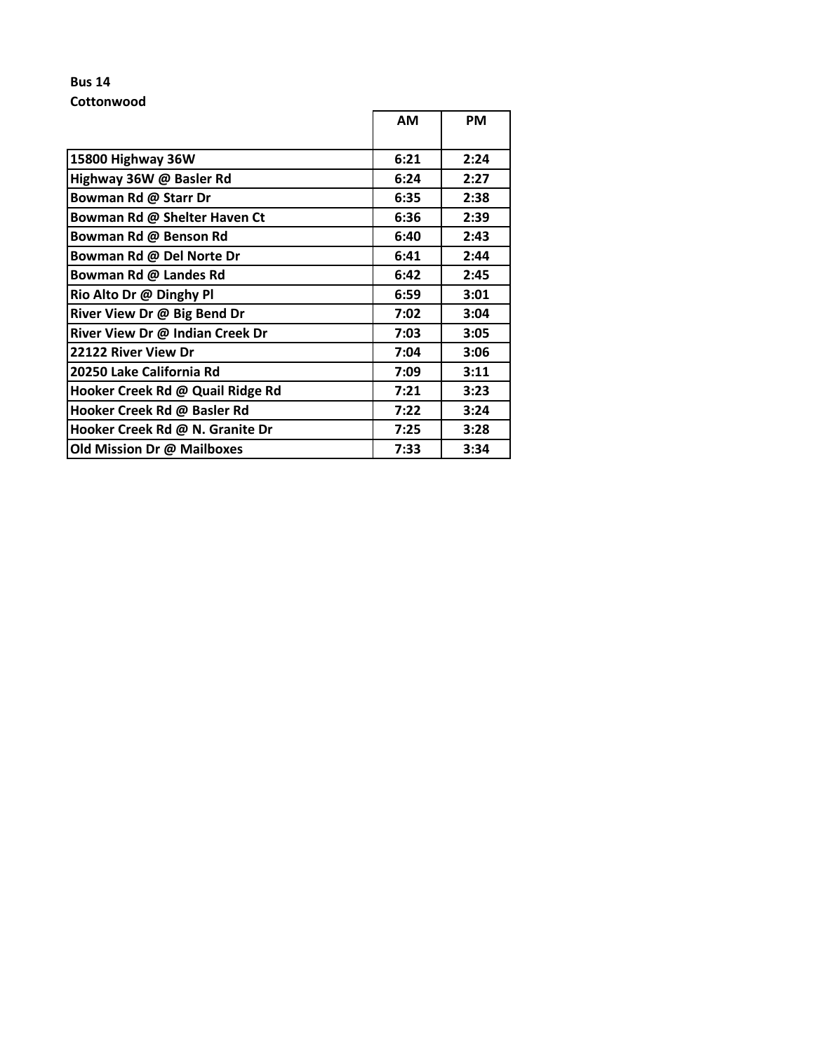**Bus 14**
**Cottonwood**

| | AM | PM |
|---|---|---|
| 15800 Highway 36W | 6:21 | 2:24 |
| Highway 36W @ Basler Rd | 6:24 | 2:27 |
| Bowman Rd @ Starr Dr | 6:35 | 2:38 |
| Bowman Rd @ Shelter Haven Ct | 6:36 | 2:39 |
| Bowman Rd @ Benson Rd | 6:40 | 2:43 |
| Bowman Rd @ Del Norte Dr | 6:41 | 2:44 |
| Bowman Rd @ Landes Rd | 6:42 | 2:45 |
| Rio Alto Dr @ Dinghy Pl | 6:59 | 3:01 |
| River View Dr @ Big Bend Dr | 7:02 | 3:04 |
| River View Dr @ Indian Creek Dr | 7:03 | 3:05 |
| 22122 River View Dr | 7:04 | 3:06 |
| 20250 Lake California Rd | 7:09 | 3:11 |
| Hooker Creek Rd @ Quail Ridge Rd | 7:21 | 3:23 |
| Hooker Creek Rd @ Basler Rd | 7:22 | 3:24 |
| Hooker Creek Rd @ N. Granite Dr | 7:25 | 3:28 |
| Old Mission Dr @ Mailboxes | 7:33 | 3:34 |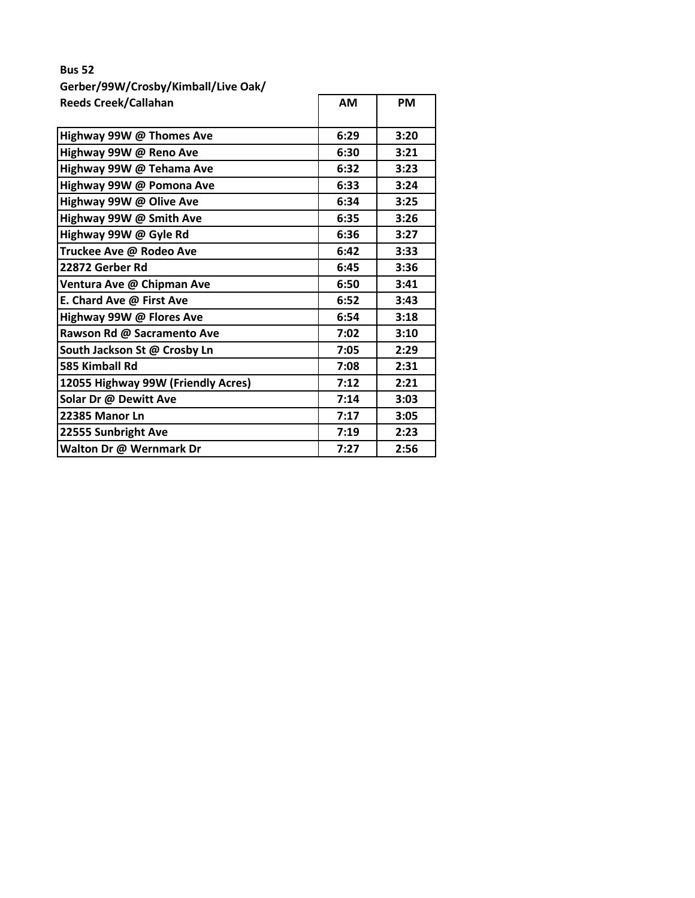**Bus 52**

| Gerber/99W/Crosby/Kimball/Live Oak/ Reeds Creek/Callahan | AM | PM |
|---|---|---|
| Highway 99W @ Thomes Ave | 6:29 | 3:20 |
| Highway 99W @ Reno Ave | 6:30 | 3:21 |
| Highway 99W @ Tehama Ave | 6:32 | 3:23 |
| Highway 99W @ Pomona Ave | 6:33 | 3:24 |
| Highway 99W @ Olive Ave | 6:34 | 3:25 |
| Highway 99W @ Smith Ave | 6:35 | 3:26 |
| Highway 99W @ Gyle Rd | 6:36 | 3:27 |
| Truckee Ave @ Rodeo Ave | 6:42 | 3:33 |
| 22872 Gerber Rd | 6:45 | 3:36 |
| Ventura Ave @ Chipman Ave | 6:50 | 3:41 |
| E. Chard Ave @ First Ave | 6:52 | 3:43 |
| Highway 99W @ Flores Ave | 6:54 | 3:18 |
| Rawson Rd @ Sacramento Ave | 7:02 | 3:10 |
| South Jackson St @ Crosby Ln | 7:05 | 2:29 |
| 585 Kimball Rd | 7:08 | 2:31 |
| 12055 Highway 99W (Friendly Acres) | 7:12 | 2:21 |
| Solar Dr @ Dewitt Ave | 7:14 | 3:03 |
| 22385 Manor Ln | 7:17 | 3:05 |
| 22555 Sunbright Ave | 7:19 | 2:23 |
| Walton Dr @ Wernmark Dr | 7:27 | 2:56 |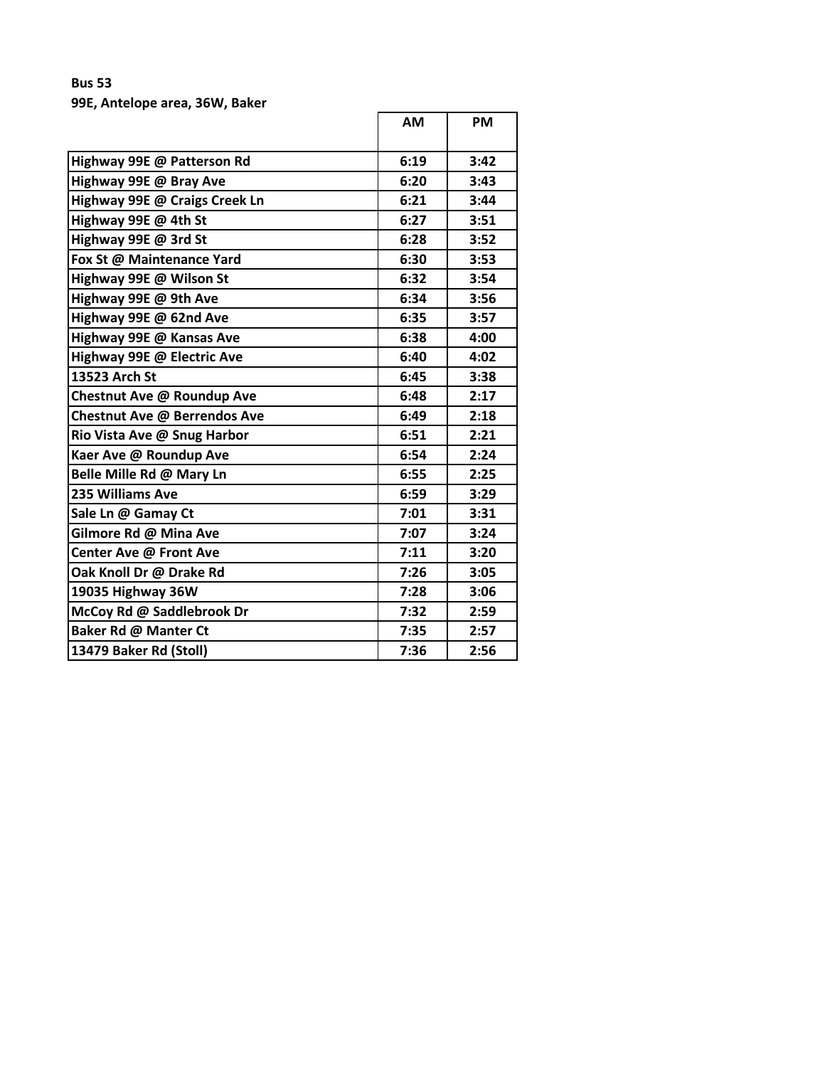**Bus 53**

**99E, Antelope area, 36W, Baker**

| | AM | PM |
|---|---|---|
| Highway 99E @ Patterson Rd | 6:19 | 3:42 |
| Highway 99E @ Bray Ave | 6:20 | 3:43 |
| Highway 99E @ Craigs Creek Ln | 6:21 | 3:44 |
| Highway 99E @ 4th St | 6:27 | 3:51 |
| Highway 99E @ 3rd St | 6:28 | 3:52 |
| Fox St @ Maintenance Yard | 6:30 | 3:53 |
| Highway 99E @ Wilson St | 6:32 | 3:54 |
| Highway 99E @ 9th Ave | 6:34 | 3:56 |
| Highway 99E @ 62nd Ave | 6:35 | 3:57 |
| Highway 99E @ Kansas Ave | 6:38 | 4:00 |
| Highway 99E @ Electric Ave | 6:40 | 4:02 |
| 13523 Arch St | 6:45 | 3:38 |
| Chestnut Ave @ Roundup Ave | 6:48 | 2:17 |
| Chestnut Ave @ Berrendos Ave | 6:49 | 2:18 |
| Rio Vista Ave @ Snug Harbor | 6:51 | 2:21 |
| Kaer Ave @ Roundup Ave | 6:54 | 2:24 |
| Belle Mille Rd @ Mary Ln | 6:55 | 2:25 |
| 235 Williams Ave | 6:59 | 3:29 |
| Sale Ln @ Gamay Ct | 7:01 | 3:31 |
| Gilmore Rd @ Mina Ave | 7:07 | 3:24 |
| Center Ave @ Front Ave | 7:11 | 3:20 |
| Oak Knoll Dr @ Drake Rd | 7:26 | 3:05 |
| 19035 Highway 36W | 7:28 | 3:06 |
| McCoy Rd @ Saddlebrook Dr | 7:32 | 2:59 |
| Baker Rd @ Manter Ct | 7:35 | 2:57 |
| 13479 Baker Rd (Stoll) | 7:36 | 2:56 |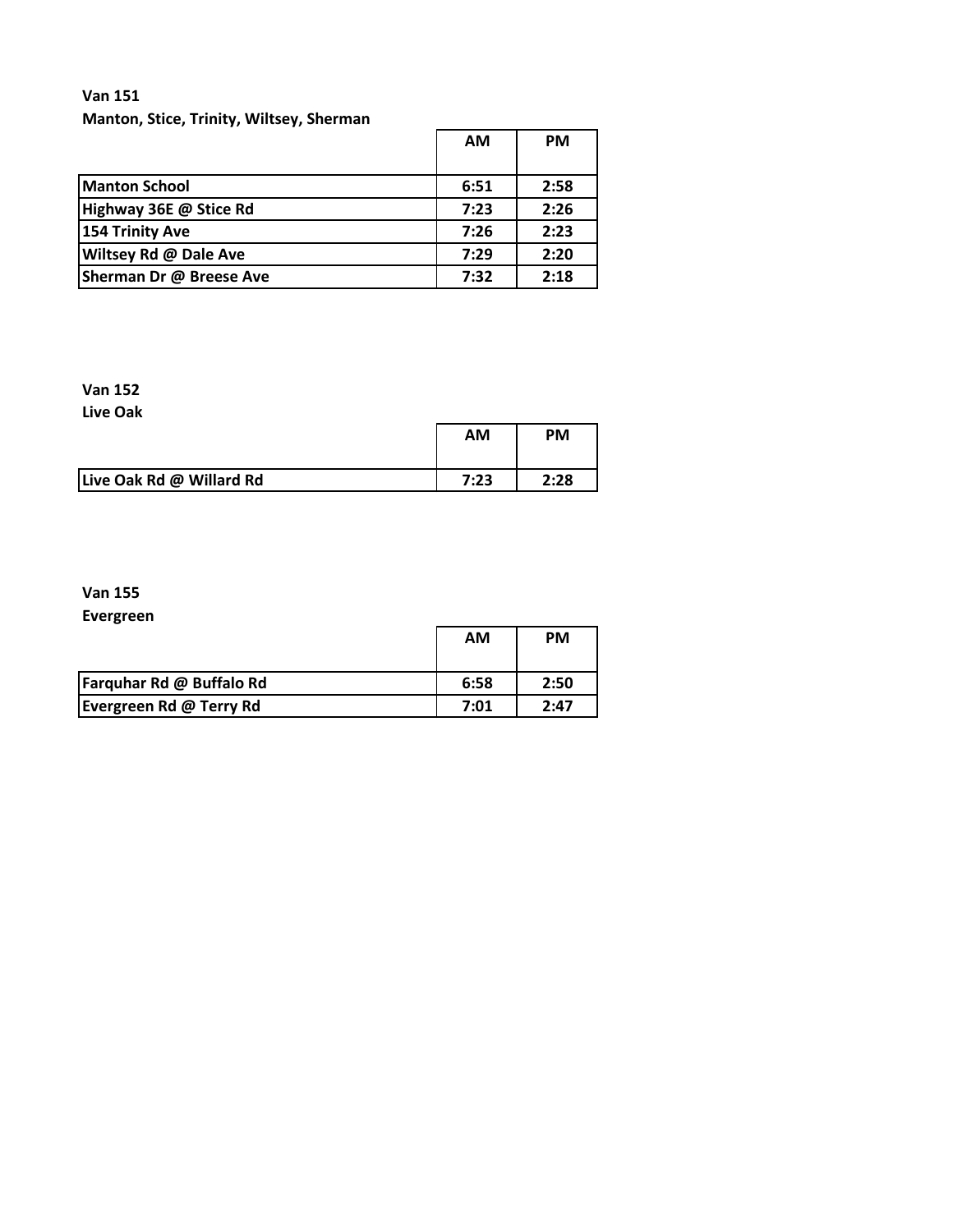**Van 151**

**Manton, Stice, Trinity, Wiltsey, Sherman**

| | AM | PM |
|---|---|---|
| **Manton School** | 6:51 | 2:58 |
| **Highway 36E @ Stice Rd** | 7:23 | 2:26 |
| **154 Trinity Ave** | 7:26 | 2:23 |
| **Wiltsey Rd @ Dale Ave** | 7:29 | 2:20 |
| **Sherman Dr @ Breese Ave** | 7:32 | 2:18 |

**Van 152**

**Live Oak**

| | AM | PM |
|---|---|---|
| **Live Oak Rd @ Willard Rd** | 7:23 | 2:28 |

**Van 155**

**Evergreen**

| | AM | PM |
|---|---|---|
| **Farquhar Rd @ Buffalo Rd** | 6:58 | 2:50 |
| **Evergreen Rd @ Terry Rd** | 7:01 | 2:47 |